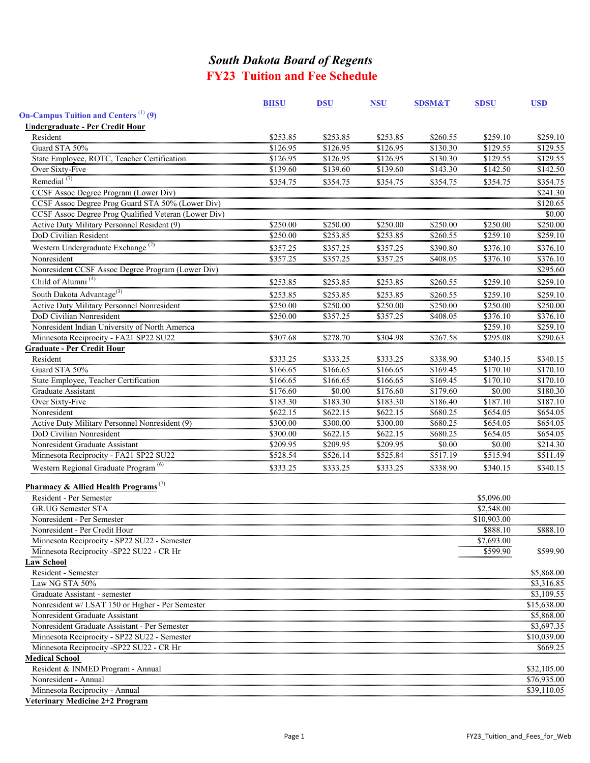# *South Dakota Board of Regents*

## FY23 Tuition and Fee Schedule

| | BHSU | DSU | NSU | SDSM&T | SDSU | USD |
|---|---|---|---|---|---|---|
| **On-Campus Tuition and Centers [1] (9)** | | | | | | |
| **Undergraduate - Per Credit Hour** | | | | | | |
| Resident | $253.85 | $253.85 | $253.85 | $260.55 | $259.10 | $259.10 |
| Guard STA 50% | $126.95 | $126.95 | $126.95 | $130.30 | $129.55 | $129.55 |
| State Employee, ROTC, Teacher Certification | $126.95 | $126.95 | $126.95 | $130.30 | $129.55 | $129.55 |
| Over Sixty-Five | $139.60 | $139.60 | $139.60 | $143.30 | $142.50 | $142.50 |
| Remedial [7] | $354.75 | $354.75 | $354.75 | $354.75 | $354.75 | $354.75 |
| CCSF Assoc Degree Program (Lower Div) | | | | | | $241.30 |
| CCSF Assoc Degree Prog Guard STA 50% (Lower Div) | | | | | | $120.65 |
| CCSF Assoc Degree Prog Qualified Veteran (Lower Div) | | | | | | $0.00 |
| Active Duty Military Personnel Resident (9) | $250.00 | $250.00 | $250.00 | $250.00 | $250.00 | $250.00 |
| DoD Civilian Resident | $250.00 | $253.85 | $253.85 | $260.55 | $259.10 | $259.10 |
| Western Undergraduate Exchange [2] | $357.25 | $357.25 | $357.25 | $390.80 | $376.10 | $376.10 |
| Nonresident | $357.25 | $357.25 | $357.25 | $408.05 | $376.10 | $376.10 |
| Nonresident CCSF Assoc Degree Program (Lower Div) | | | | | | $295.60 |
| Child of Alumni [4] | $253.85 | $253.85 | $253.85 | $260.55 | $259.10 | $259.10 |
| South Dakota Advantage[3] | $253.85 | $253.85 | $253.85 | $260.55 | $259.10 | $259.10 |
| Active Duty Military Personnel Nonresident | $250.00 | $250.00 | $250.00 | $250.00 | $250.00 | $250.00 |
| DoD Civilian Nonresident | $250.00 | $357.25 | $357.25 | $408.05 | $376.10 | $376.10 |
| Nonresident Indian University of North America | | | | | $259.10 | $259.10 |
| Minnesota Reciprocity - FA21 SP22 SU22 | $307.68 | $278.70 | $304.98 | $267.58 | $295.08 | $290.63 |
| **Graduate - Per Credit Hour** | | | | | | |
| Resident | $333.25 | $333.25 | $333.25 | $338.90 | $340.15 | $340.15 |
| Guard STA 50% | $166.65 | $166.65 | $166.65 | $169.45 | $170.10 | $170.10 |
| State Employee, Teacher Certification | $166.65 | $166.65 | $166.65 | $169.45 | $170.10 | $170.10 |
| Graduate Assistant | $176.60 | $0.00 | $176.60 | $179.60 | $0.00 | $180.30 |
| Over Sixty-Five | $183.30 | $183.30 | $183.30 | $186.40 | $187.10 | $187.10 |
| Nonresident | $622.15 | $622.15 | $622.15 | $680.25 | $654.05 | $654.05 |
| Active Duty Military Personnel Nonresident (9) | $300.00 | $300.00 | $300.00 | $680.25 | $654.05 | $654.05 |
| DoD Civilian Nonresident | $300.00 | $622.15 | $622.15 | $680.25 | $654.05 | $654.05 |
| Nonresident Graduate Assistant | $209.95 | $209.95 | $209.95 | $0.00 | $0.00 | $214.30 |
| Minnesota Reciprocity - FA21 SP22 SU22 | $528.54 | $526.14 | $525.84 | $517.19 | $515.94 | $511.49 |
| Western Regional Graduate Program [6] | $333.25 | $333.25 | $333.25 | $338.90 | $340.15 | $340.15 |
| **Pharmacy & Allied Health Programs [7]** | | | | | | |
| Resident - Per Semester | | | | | $5,096.00 | |
| GR.UG Semester STA | | | | | $2,548.00 | |
| Nonresident - Per Semester | | | | | $10,903.00 | |
| Nonresident - Per Credit Hour | | | | | $888.10 | $888.10 |
| Minnesota Reciprocity - SP22 SU22 - Semester | | | | | $7,693.00 | |
| Minnesota Reciprocity -SP22 SU22 - CR Hr | | | | | $599.90 | $599.90 |
| **Law School** | | | | | | |
| Resident - Semester | | | | | | $5,868.00 |
| Law NG STA 50% | | | | | | $3,316.85 |
| Graduate Assistant - semester | | | | | | $3,109.55 |
| Nonresident w/ LSAT 150 or Higher - Per Semester | | | | | | $15,638.00 |
| Nonresident Graduate Assistant | | | | | | $5,868.00 |
| Nonresident Graduate Assistant - Per Semester | | | | | | $3,697.35 |
| Minnesota Reciprocity - SP22 SU22 - Semester | | | | | | $10,039.00 |
| Minnesota Reciprocity -SP22 SU22 - CR Hr | | | | | | $669.25 |
| **Medical School** | | | | | | |
| Resident & INMED Program - Annual | | | | | | $32,105.00 |
| Nonresident - Annual | | | | | | $76,935.00 |
| Minnesota Reciprocity - Annual | | | | | | $39,110.05 |
| **Veterinary Medicine 2+2 Program** | | | | | | |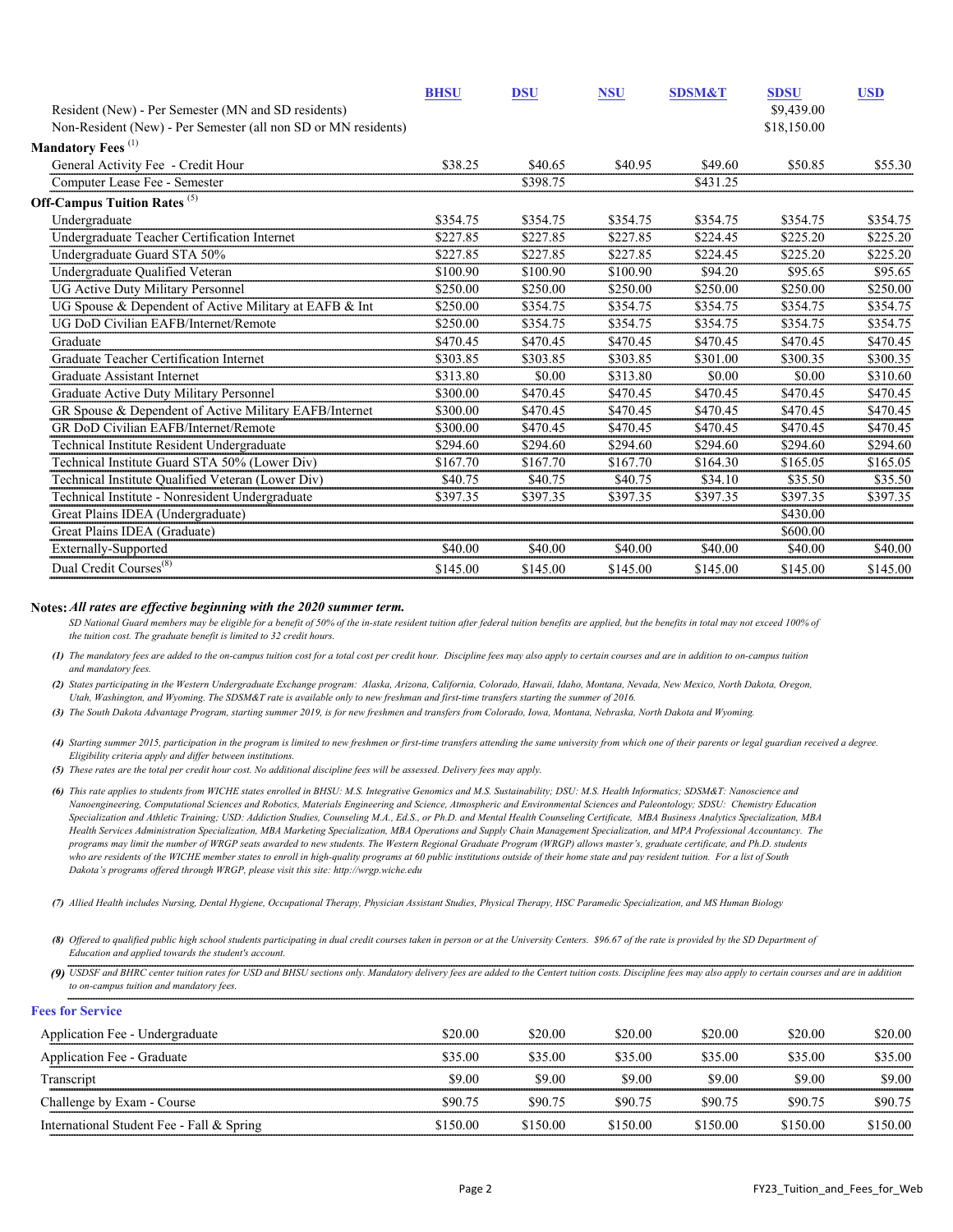| | BHSU | DSU | NSU | SDSM&T | SDSU | USD |
|---|---|---|---|---|---|---|
| Resident (New) - Per Semester (MN and SD residents) | | | | | $9,439.00 | |
| Non-Resident (New) - Per Semester (all non SD or MN residents) | | | | | $18,150.00 | |
| **Mandatory Fees** (1) | | | | | | |
| General Activity Fee - Credit Hour | $38.25 | $40.65 | $40.95 | $49.60 | $50.85 | $55.30 |
| Computer Lease Fee - Semester | | $398.75 | | $431.25 | | |
| **Off-Campus Tuition Rates** (5) | | | | | | |
| Undergraduate | $354.75 | $354.75 | $354.75 | $354.75 | $354.75 | $354.75 |
| Undergraduate Teacher Certification Internet | $227.85 | $227.85 | $227.85 | $224.45 | $225.20 | $225.20 |
| Undergraduate Guard STA 50% | $227.85 | $227.85 | $227.85 | $224.45 | $225.20 | $225.20 |
| Undergraduate Qualified Veteran | $100.90 | $100.90 | $100.90 | $94.20 | $95.65 | $95.65 |
| UG Active Duty Military Personnel | $250.00 | $250.00 | $250.00 | $250.00 | $250.00 | $250.00 |
| UG Spouse & Dependent of Active Military at EAFB & Int | $250.00 | $354.75 | $354.75 | $354.75 | $354.75 | $354.75 |
| UG DoD Civilian EAFB/Internet/Remote | $250.00 | $354.75 | $354.75 | $354.75 | $354.75 | $354.75 |
| Graduate | $470.45 | $470.45 | $470.45 | $470.45 | $470.45 | $470.45 |
| Graduate Teacher Certification Internet | $303.85 | $303.85 | $303.85 | $301.00 | $300.35 | $300.35 |
| Graduate Assistant Internet | $313.80 | $0.00 | $313.80 | $0.00 | $0.00 | $310.60 |
| Graduate Active Duty Military Personnel | $300.00 | $470.45 | $470.45 | $470.45 | $470.45 | $470.45 |
| GR Spouse & Dependent of Active Military EAFB/Internet | $300.00 | $470.45 | $470.45 | $470.45 | $470.45 | $470.45 |
| GR DoD Civilian EAFB/Internet/Remote | $300.00 | $470.45 | $470.45 | $470.45 | $470.45 | $470.45 |
| Technical Institute Resident Undergraduate | $294.60 | $294.60 | $294.60 | $294.60 | $294.60 | $294.60 |
| Technical Institute Guard STA 50% (Lower Div) | $167.70 | $167.70 | $167.70 | $164.30 | $165.05 | $165.05 |
| Technical Institute Qualified Veteran (Lower Div) | $40.75 | $40.75 | $40.75 | $34.10 | $35.50 | $35.50 |
| Technical Institute - Nonresident Undergraduate | $397.35 | $397.35 | $397.35 | $397.35 | $397.35 | $397.35 |
| Great Plains IDEA (Undergraduate) | | | | | $430.00 | |
| Great Plains IDEA (Graduate) | | | | | $600.00 | |
| Externally-Supported | $40.00 | $40.00 | $40.00 | $40.00 | $40.00 | $40.00 |
| Dual Credit Courses(8) | $145.00 | $145.00 | $145.00 | $145.00 | $145.00 | $145.00 |

**Notes:** ***All rates are effective beginning with the 2020 summer term.***

*SD National Guard members may be eligible for a benefit of 50% of the in-state resident tuition after federal tuition benefits are applied, but the benefits in total may not exceed 100% of the tuition cost. The graduate benefit is limited to 32 credit hours.*

***(1)*** *The mandatory fees are added to the on-campus tuition cost for a total cost per credit hour. Discipline fees may also apply to certain courses and are in addition to on-campus tuition and mandatory fees.*

***(2)*** *States participating in the Western Undergraduate Exchange program: Alaska, Arizona, California, Colorado, Hawaii, Idaho, Montana, Nevada, New Mexico, North Dakota, Oregon, Utah, Washington, and Wyoming. The SDSM&T rate is available only to new freshman and first-time transfers starting the summer of 2016.*

***(3)*** *The South Dakota Advantage Program, starting summer 2019, is for new freshmen and transfers from Colorado, Iowa, Montana, Nebraska, North Dakota and Wyoming.*

***(4)*** *Starting summer 2015, participation in the program is limited to new freshmen or first-time transfers attending the same university from which one of their parents or legal guardian received a degree. Eligibility criteria apply and differ between institutions.*

***(5)*** *These rates are the total per credit hour cost. No additional discipline fees will be assessed. Delivery fees may apply.*

***(6)*** *This rate applies to students from WICHE states enrolled in BHSU: M.S. Integrative Genomics and M.S. Sustainability; DSU: M.S. Health Informatics; SDSM&T: Nanoscience and Nanoengineering, Computational Sciences and Robotics, Materials Engineering and Science, Atmospheric and Environmental Sciences and Paleontology; SDSU: Chemistry Education Specialization and Athletic Training; USD: Addiction Studies, Counseling M.A., Ed.S., or Ph.D. and Mental Health Counseling Certificate, MBA Business Analytics Specialization, MBA Health Services Administration Specialization, MBA Marketing Specialization, MBA Operations and Supply Chain Management Specialization, and MPA Professional Accountancy. The programs may limit the number of WRGP seats awarded to new students. The Western Regional Graduate Program (WRGP) allows master's, graduate certificate, and Ph.D. students who are residents of the WICHE member states to enroll in high-quality programs at 60 public institutions outside of their home state and pay resident tuition. For a list of South Dakota's programs offered through WRGP, please visit this site: http://wrgp.wiche.edu*

***(7)*** *Allied Health includes Nursing, Dental Hygiene, Occupational Therapy, Physician Assistant Studies, Physical Therapy, HSC Paramedic Specialization, and MS Human Biology*

***(8)*** *Offered to qualified public high school students participating in dual credit courses taken in person or at the University Centers. $96.67 of the rate is provided by the SD Department of Education and applied towards the student's account.*

***(9)*** *USDSF and BHRC center tuition rates for USD and BHSU sections only. Mandatory delivery fees are added to the Centert tuition costs. Discipline fees may also apply to certain courses and are in addition to on-campus tuition and mandatory fees.*

**Fees for Service**

| | BHSU | DSU | NSU | SDSM&T | SDSU | USD |
|---|---|---|---|---|---|---|
| Application Fee - Undergraduate | $20.00 | $20.00 | $20.00 | $20.00 | $20.00 | $20.00 |
| Application Fee - Graduate | $35.00 | $35.00 | $35.00 | $35.00 | $35.00 | $35.00 |
| Transcript | $9.00 | $9.00 | $9.00 | $9.00 | $9.00 | $9.00 |
| Challenge by Exam - Course | $90.75 | $90.75 | $90.75 | $90.75 | $90.75 | $90.75 |
| International Student Fee - Fall & Spring | $150.00 | $150.00 | $150.00 | $150.00 | $150.00 | $150.00 |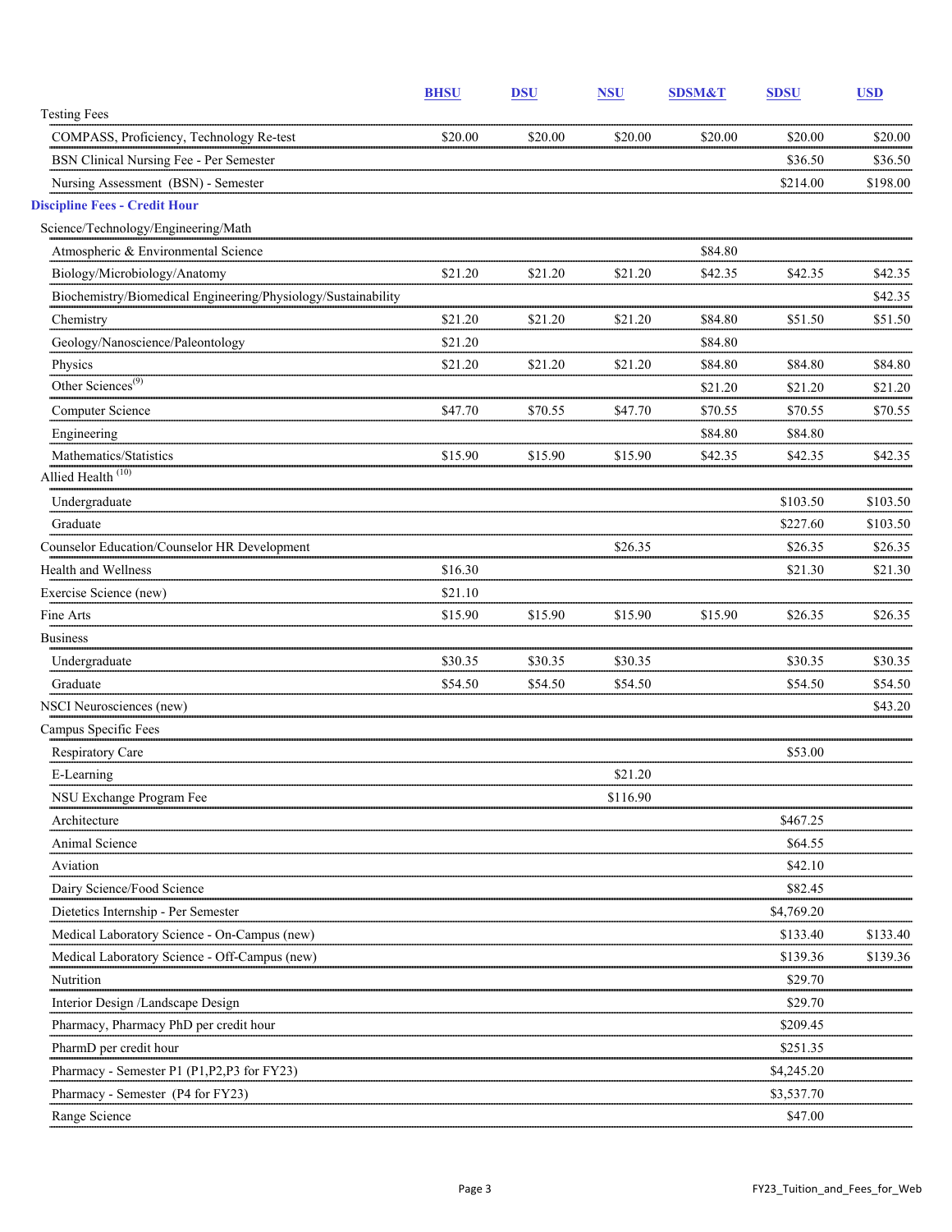| | BHSU | DSU | NSU | SDSM&T | SDSU | USD |
|---|---|---|---|---|---|---|
| Testing Fees | | | | | | |
| COMPASS, Proficiency, Technology Re-test | $20.00 | $20.00 | $20.00 | $20.00 | $20.00 | $20.00 |
| BSN Clinical Nursing Fee - Per Semester | | | | | $36.50 | $36.50 |
| Nursing Assessment (BSN) - Semester | | | | | $214.00 | $198.00 |
| **Discipline Fees - Credit Hour** | | | | | | |
| Science/Technology/Engineering/Math | | | | | | |
| Atmospheric & Environmental Science | | | | $84.80 | | |
| Biology/Microbiology/Anatomy | $21.20 | $21.20 | $21.20 | $42.35 | $42.35 | $42.35 |
| Biochemistry/Biomedical Engineering/Physiology/Sustainability | | | | | | $42.35 |
| Chemistry | $21.20 | $21.20 | $21.20 | $84.80 | $51.50 | $51.50 |
| Geology/Nanoscience/Paleontology | $21.20 | | | $84.80 | | |
| Physics | $21.20 | $21.20 | $21.20 | $84.80 | $84.80 | $84.80 |
| Other Sciences (9) | | | | $21.20 | $21.20 | $21.20 |
| Computer Science | $47.70 | $70.55 | $47.70 | $70.55 | $70.55 | $70.55 |
| Engineering | | | | $84.80 | $84.80 | |
| Mathematics/Statistics | $15.90 | $15.90 | $15.90 | $42.35 | $42.35 | $42.35 |
| Allied Health (10) | | | | | | |
| Undergraduate | | | | | $103.50 | $103.50 |
| Graduate | | | | | $227.60 | $103.50 |
| Counselor Education/Counselor HR Development | | | $26.35 | | $26.35 | $26.35 |
| Health and Wellness | $16.30 | | | | $21.30 | $21.30 |
| Exercise Science (new) | $21.10 | | | | | |
| Fine Arts | $15.90 | $15.90 | $15.90 | $15.90 | $26.35 | $26.35 |
| Business | | | | | | |
| Undergraduate | $30.35 | $30.35 | $30.35 | | $30.35 | $30.35 |
| Graduate | $54.50 | $54.50 | $54.50 | | $54.50 | $54.50 |
| NSCI Neurosciences (new) | | | | | | $43.20 |
| Campus Specific Fees | | | | | | |
| Respiratory Care | | | | | $53.00 | |
| E-Learning | | | $21.20 | | | |
| NSU Exchange Program Fee | | | $116.90 | | | |
| Architecture | | | | | $467.25 | |
| Animal Science | | | | | $64.55 | |
| Aviation | | | | | $42.10 | |
| Dairy Science/Food Science | | | | | $82.45 | |
| Dietetics Internship - Per Semester | | | | | $4,769.20 | |
| Medical Laboratory Science - On-Campus (new) | | | | | $133.40 | $133.40 |
| Medical Laboratory Science - Off-Campus (new) | | | | | $139.36 | $139.36 |
| Nutrition | | | | | $29.70 | |
| Interior Design /Landscape Design | | | | | $29.70 | |
| Pharmacy, Pharmacy PhD per credit hour | | | | | $209.45 | |
| PharmD per credit hour | | | | | $251.35 | |
| Pharmacy - Semester P1 (P1,P2,P3 for FY23) | | | | | $4,245.20 | |
| Pharmacy - Semester (P4 for FY23) | | | | | $3,537.70 | |
| Range Science | | | | | $47.00 | |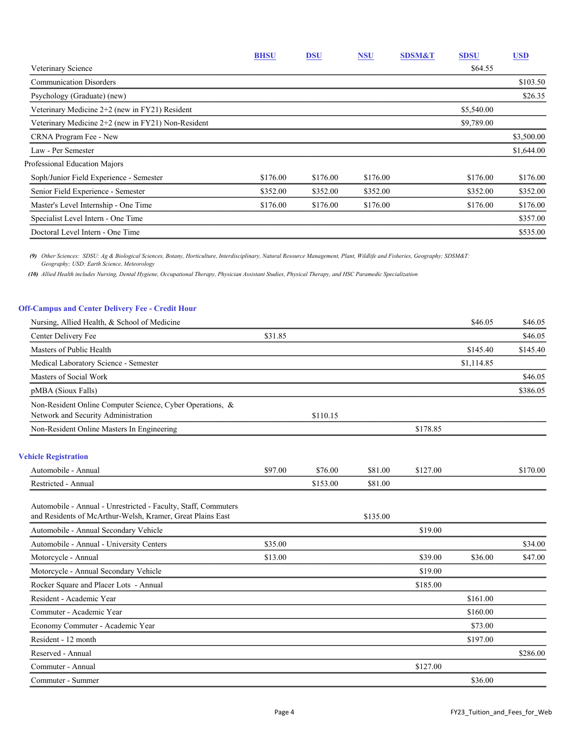| | BHSU | DSU | NSU | SDSM&T | SDSU | USD |
|---|---|---|---|---|---|---|
| Veterinary Science | | | | | $64.55 | |
| Communication Disorders | | | | | | $103.50 |
| Psychology (Graduate) (new) | | | | | | $26.35 |
| Veterinary Medicine 2+2 (new in FY21) Resident | | | | | $5,540.00 | |
| Veterinary Medicine 2+2 (new in FY21) Non-Resident | | | | | $9,789.00 | |
| CRNA Program Fee - New | | | | | | $3,500.00 |
| Law - Per Semester | | | | | | $1,644.00 |
| Professional Education Majors | | | | | | |
| Soph/Junior Field Experience - Semester | $176.00 | $176.00 | $176.00 | | $176.00 | $176.00 |
| Senior Field Experience - Semester | $352.00 | $352.00 | $352.00 | | $352.00 | $352.00 |
| Master's Level Internship - One Time | $176.00 | $176.00 | $176.00 | | $176.00 | $176.00 |
| Specialist Level Intern - One Time | | | | | | $357.00 |
| Doctoral Level Intern - One Time | | | | | | $535.00 |

*(9) Other Sciences: SDSU: Ag & Biological Sciences, Botany, Horticulture, Interdisciplinary, Natural Resource Management, Plant, Wildlife and Fisheries, Geography; SDSM&T: Geography; USD: Earth Science, Meteorology*

*(10) Allied Health includes Nursing, Dental Hygiene, Occupational Therapy, Physician Assistant Studies, Physical Therapy, and HSC Paramedic Specialization*

## Off-Campus and Center Delivery Fee - Credit Hour

| | BHSU | DSU | NSU | SDSM&T | SDSU | USD |
|---|---|---|---|---|---|---|
| Nursing, Allied Health, & School of Medicine | | | | | $46.05 | $46.05 |
| Center Delivery Fee | $31.85 | | | | | $46.05 |
| Masters of Public Health | | | | | $145.40 | $145.40 |
| Medical Laboratory Science - Semester | | | | | $1,114.85 | |
| Masters of Social Work | | | | | | $46.05 |
| pMBA (Sioux Falls) | | | | | | $386.05 |
| Non-Resident Online Computer Science, Cyber Operations, & Network and Security Administration | | $110.15 | | | | |
| Non-Resident Online Masters In Engineering | | | | $178.85 | | |

## Vehicle Registration

| | BHSU | DSU | NSU | SDSM&T | SDSU | USD |
|---|---|---|---|---|---|---|
| Automobile - Annual | $97.00 | $76.00 | $81.00 | $127.00 | | $170.00 |
| Restricted - Annual | | $153.00 | $81.00 | | | |
| Automobile - Annual - Unrestricted - Faculty, Staff, Commuters and Residents of McArthur-Welsh, Kramer, Great Plains East | | | $135.00 | | | |
| Automobile - Annual Secondary Vehicle | | | | $19.00 | | |
| Automobile - Annual - University Centers | $35.00 | | | | | $34.00 |
| Motorcycle - Annual | $13.00 | | | $39.00 | $36.00 | $47.00 |
| Motorcycle - Annual Secondary Vehicle | | | | $19.00 | | |
| Rocker Square and Placer Lots - Annual | | | | $185.00 | | |
| Resident - Academic Year | | | | | $161.00 | |
| Commuter - Academic Year | | | | | $160.00 | |
| Economy Commuter - Academic Year | | | | | $73.00 | |
| Resident - 12 month | | | | | $197.00 | |
| Reserved - Annual | | | | | | $286.00 |
| Commuter - Annual | | | | $127.00 | | |
| Commuter - Summer | | | | | $36.00 | |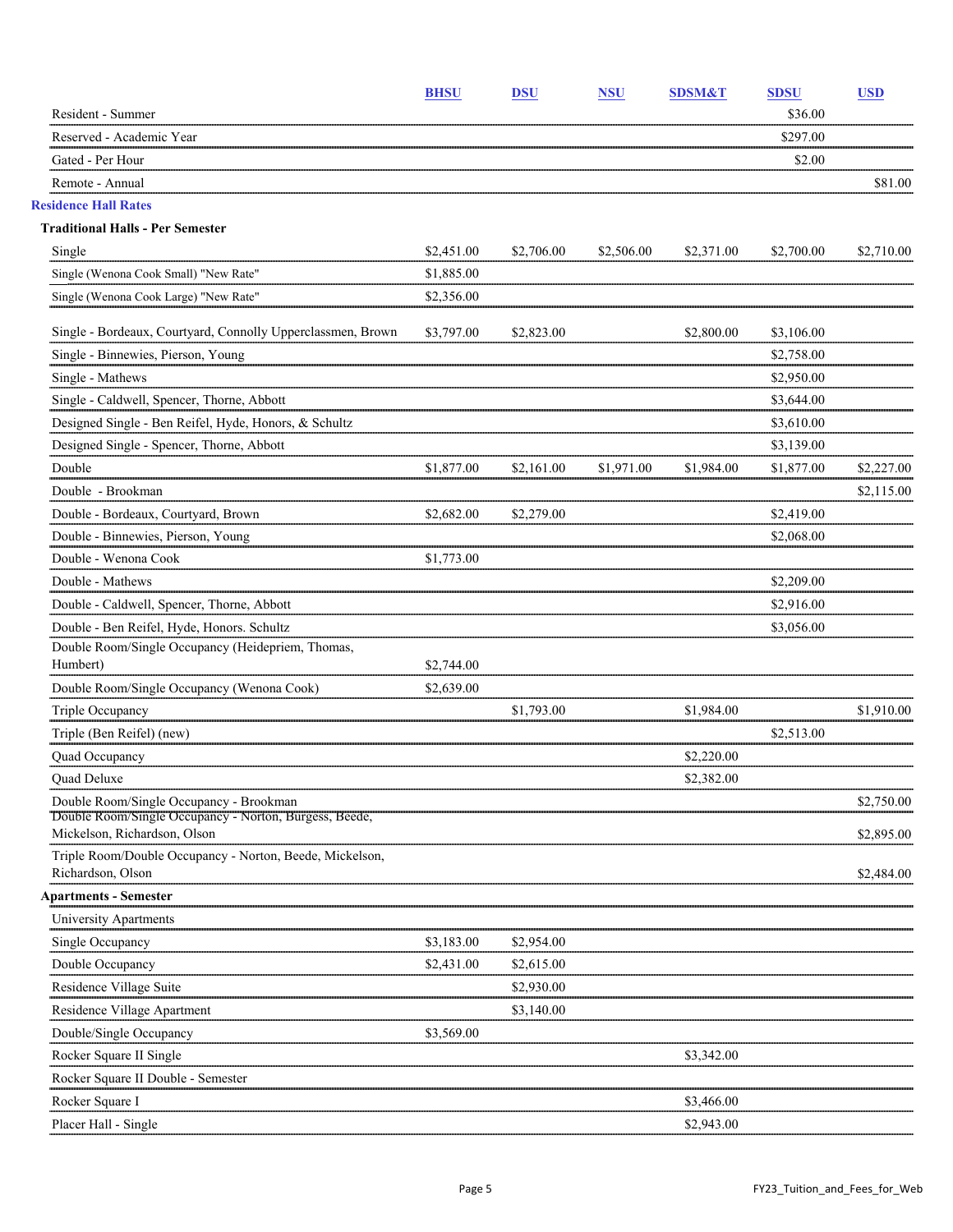| | BHSU | DSU | NSU | SDSM&T | SDSU | USD |
|---|---|---|---|---|---|---|
| Resident - Summer | | | | | $36.00 | |
| Reserved - Academic Year | | | | | $297.00 | |
| Gated - Per Hour | | | | | $2.00 | |
| Remote - Annual | | | | | | $81.00 |
| **Residence Hall Rates** | | | | | | |
| **Traditional Halls - Per Semester** | | | | | | |
| Single | $2,451.00 | $2,706.00 | $2,506.00 | $2,371.00 | $2,700.00 | $2,710.00 |
| Single (Wenona Cook Small) "New Rate" | $1,885.00 | | | | | |
| Single (Wenona Cook Large) "New Rate" | $2,356.00 | | | | | |
| Single - Bordeaux, Courtyard, Connolly Upperclassmen, Brown | $3,797.00 | $2,823.00 | | $2,800.00 | $3,106.00 | |
| Single - Binnewies, Pierson, Young | | | | | $2,758.00 | |
| Single - Mathews | | | | | $2,950.00 | |
| Single - Caldwell, Spencer, Thorne, Abbott | | | | | $3,644.00 | |
| Designed Single - Ben Reifel, Hyde, Honors, & Schultz | | | | | $3,610.00 | |
| Designed Single - Spencer, Thorne, Abbott | | | | | $3,139.00 | |
| Double | $1,877.00 | $2,161.00 | $1,971.00 | $1,984.00 | $1,877.00 | $2,227.00 |
| Double - Brookman | | | | | | $2,115.00 |
| Double - Bordeaux, Courtyard, Brown | $2,682.00 | $2,279.00 | | | $2,419.00 | |
| Double - Binnewies, Pierson, Young | | | | | $2,068.00 | |
| Double - Wenona Cook | $1,773.00 | | | | | |
| Double - Mathews | | | | | $2,209.00 | |
| Double - Caldwell, Spencer, Thorne, Abbott | | | | | $2,916.00 | |
| Double - Ben Reifel, Hyde, Honors. Schultz | | | | | $3,056.00 | |
| Double Room/Single Occupancy (Heidepriem, Thomas, Humbert) | $2,744.00 | | | | | |
| Double Room/Single Occupancy (Wenona Cook) | $2,639.00 | | | | | |
| Triple Occupancy | | $1,793.00 | | $1,984.00 | | $1,910.00 |
| Triple (Ben Reifel) (new) | | | | | $2,513.00 | |
| Quad Occupancy | | | | $2,220.00 | | |
| Quad Deluxe | | | | $2,382.00 | | |
| Double Room/Single Occupancy - Brookman | | | | | | $2,750.00 |
| Double Room/Single Occupancy - Norton, Burgess, Beede, Mickelson, Richardson, Olson | | | | | | $2,895.00 |
| Triple Room/Double Occupancy - Norton, Beede, Mickelson, Richardson, Olson | | | | | | $2,484.00 |
| **Apartments - Semester** | | | | | | |
| University Apartments | | | | | | |
| Single Occupancy | $3,183.00 | $2,954.00 | | | | |
| Double Occupancy | $2,431.00 | $2,615.00 | | | | |
| Residence Village Suite | | $2,930.00 | | | | |
| Residence Village Apartment | | $3,140.00 | | | | |
| Double/Single Occupancy | $3,569.00 | | | | | |
| Rocker Square II Single | | | | $3,342.00 | | |
| Rocker Square II Double - Semester | | | | | | |
| Rocker Square I | | | | $3,466.00 | | |
| Placer Hall - Single | | | | $2,943.00 | | |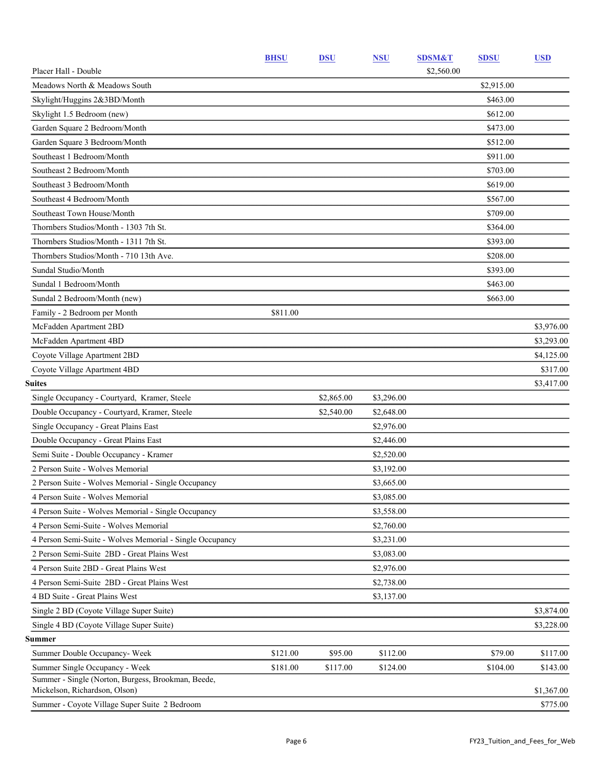| | BHSU | DSU | NSU | SDSM&T | SDSU | USD |
|---|---|---|---|---|---|---|
| Placer Hall - Double | | | | $2,560.00 | | |
| Meadows North & Meadows South | | | | | $2,915.00 | |
| Skylight/Huggins 2&3BD/Month | | | | | $463.00 | |
| Skylight 1.5 Bedroom (new) | | | | | $612.00 | |
| Garden Square 2 Bedroom/Month | | | | | $473.00 | |
| Garden Square 3 Bedroom/Month | | | | | $512.00 | |
| Southeast 1 Bedroom/Month | | | | | $911.00 | |
| Southeast 2 Bedroom/Month | | | | | $703.00 | |
| Southeast 3 Bedroom/Month | | | | | $619.00 | |
| Southeast 4 Bedroom/Month | | | | | $567.00 | |
| Southeast Town House/Month | | | | | $709.00 | |
| Thornbers Studios/Month - 1303 7th St. | | | | | $364.00 | |
| Thornbers Studios/Month - 1311 7th St. | | | | | $393.00 | |
| Thornbers Studios/Month - 710 13th Ave. | | | | | $208.00 | |
| Sundal Studio/Month | | | | | $393.00 | |
| Sundal 1 Bedroom/Month | | | | | $463.00 | |
| Sundal 2 Bedroom/Month (new) | | | | | $663.00 | |
| Family - 2 Bedroom per Month | $811.00 | | | | | |
| McFadden Apartment 2BD | | | | | | $3,976.00 |
| McFadden Apartment 4BD | | | | | | $3,293.00 |
| Coyote Village Apartment 2BD | | | | | | $4,125.00 |
| Coyote Village Apartment 4BD | | | | | | $317.00 |
| **Suites** | | | | | | $3,417.00 |
| Single Occupancy - Courtyard, Kramer, Steele | | $2,865.00 | $3,296.00 | | | |
| Double Occupancy - Courtyard, Kramer, Steele | | $2,540.00 | $2,648.00 | | | |
| Single Occupancy - Great Plains East | | | $2,976.00 | | | |
| Double Occupancy - Great Plains East | | | $2,446.00 | | | |
| Semi Suite - Double Occupancy - Kramer | | | $2,520.00 | | | |
| 2 Person Suite - Wolves Memorial | | | $3,192.00 | | | |
| 2 Person Suite - Wolves Memorial - Single Occupancy | | | $3,665.00 | | | |
| 4 Person Suite - Wolves Memorial | | | $3,085.00 | | | |
| 4 Person Suite - Wolves Memorial - Single Occupancy | | | $3,558.00 | | | |
| 4 Person Semi-Suite - Wolves Memorial | | | $2,760.00 | | | |
| 4 Person Semi-Suite - Wolves Memorial - Single Occupancy | | | $3,231.00 | | | |
| 2 Person Semi-Suite 2BD - Great Plains West | | | $3,083.00 | | | |
| 4 Person Suite 2BD - Great Plains West | | | $2,976.00 | | | |
| 4 Person Semi-Suite 2BD - Great Plains West | | | $2,738.00 | | | |
| 4 BD Suite - Great Plains West | | | $3,137.00 | | | |
| Single 2 BD (Coyote Village Super Suite) | | | | | | $3,874.00 |
| Single 4 BD (Coyote Village Super Suite) | | | | | | $3,228.00 |
| **Summer** | | | | | | |
| Summer Double Occupancy- Week | $121.00 | $95.00 | $112.00 | | $79.00 | $117.00 |
| Summer Single Occupancy - Week | $181.00 | $117.00 | $124.00 | | $104.00 | $143.00 |
| Summer - Single (Norton, Burgess, Brookman, Beede, Mickelson, Richardson, Olson) | | | | | | $1,367.00 |
| Summer - Coyote Village Super Suite 2 Bedroom | | | | | | $775.00 |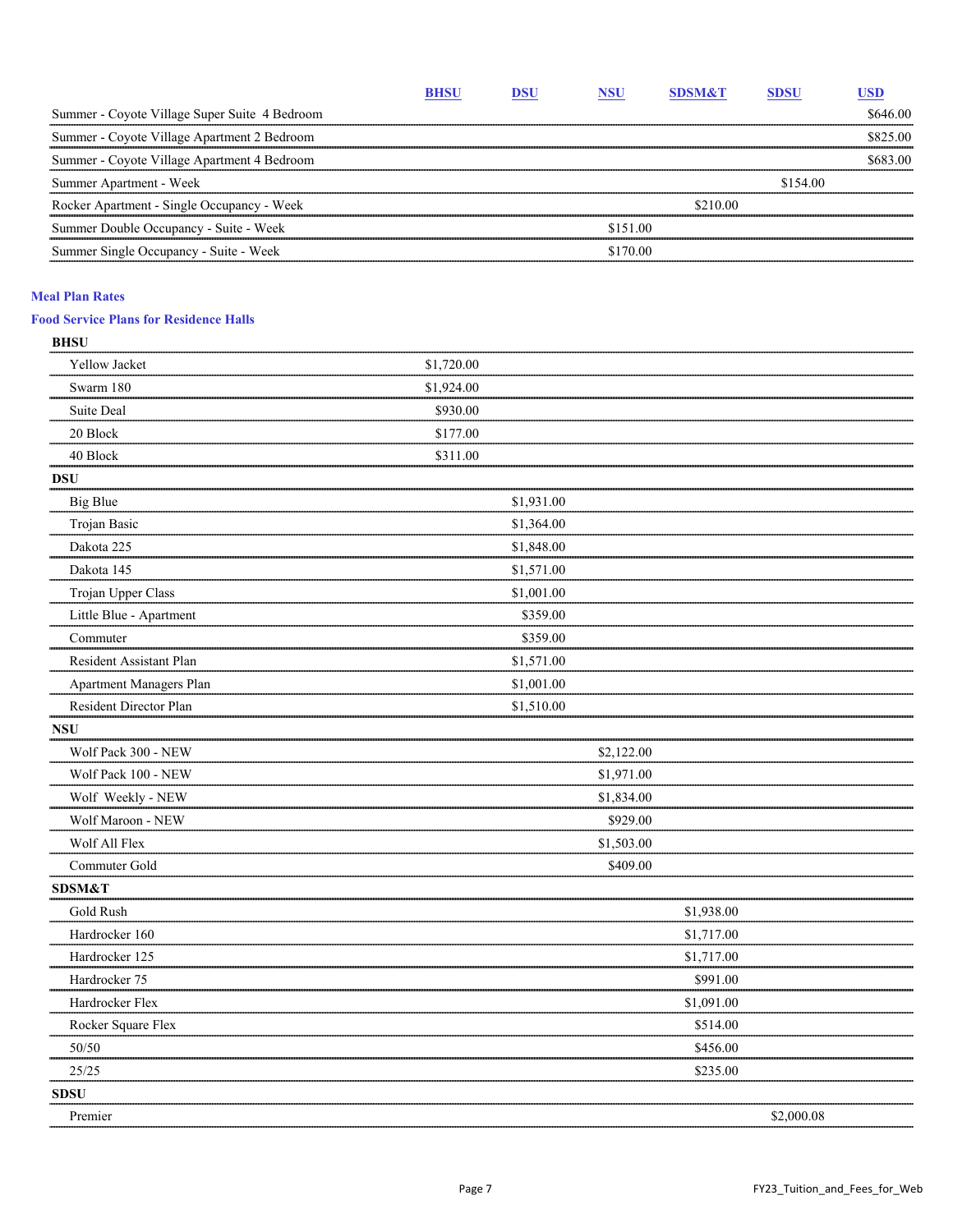| | BHSU | DSU | NSU | SDSM&T | SDSU | USD |
|---|---|---|---|---|---|---|
| Summer - Coyote Village Super Suite 4 Bedroom | | | | | | $646.00 |
| Summer - Coyote Village Apartment 2 Bedroom | | | | | | $825.00 |
| Summer - Coyote Village Apartment 4 Bedroom | | | | | | $683.00 |
| Summer Apartment - Week | | | | | $154.00 | |
| Rocker Apartment - Single Occupancy - Week | | | | $210.00 | | |
| Summer Double Occupancy - Suite - Week | | | $151.00 | | | |
| Summer Single Occupancy - Suite - Week | | | $170.00 | | | |

### Meal Plan Rates

#### Food Service Plans for Residence Halls

| | BHSU | DSU | NSU | SDSM&T | SDSU | USD |
|---|---|---|---|---|---|---|
| **BHSU** | | | | | | |
| Yellow Jacket | $1,720.00 | | | | | |
| Swarm 180 | $1,924.00 | | | | | |
| Suite Deal | $930.00 | | | | | |
| 20 Block | $177.00 | | | | | |
| 40 Block | $311.00 | | | | | |
| **DSU** | | | | | | |
| Big Blue | | $1,931.00 | | | | |
| Trojan Basic | | $1,364.00 | | | | |
| Dakota 225 | | $1,848.00 | | | | |
| Dakota 145 | | $1,571.00 | | | | |
| Trojan Upper Class | | $1,001.00 | | | | |
| Little Blue - Apartment | | $359.00 | | | | |
| Commuter | | $359.00 | | | | |
| Resident Assistant Plan | | $1,571.00 | | | | |
| Apartment Managers Plan | | $1,001.00 | | | | |
| Resident Director Plan | | $1,510.00 | | | | |
| **NSU** | | | | | | |
| Wolf Pack 300 - NEW | | | $2,122.00 | | | |
| Wolf Pack 100 - NEW | | | $1,971.00 | | | |
| Wolf Weekly - NEW | | | $1,834.00 | | | |
| Wolf Maroon - NEW | | | $929.00 | | | |
| Wolf All Flex | | | $1,503.00 | | | |
| Commuter Gold | | | $409.00 | | | |
| **SDSM&T** | | | | | | |
| Gold Rush | | | | $1,938.00 | | |
| Hardrocker 160 | | | | $1,717.00 | | |
| Hardrocker 125 | | | | $1,717.00 | | |
| Hardrocker 75 | | | | $991.00 | | |
| Hardrocker Flex | | | | $1,091.00 | | |
| Rocker Square Flex | | | | $514.00 | | |
| 50/50 | | | | $456.00 | | |
| 25/25 | | | | $235.00 | | |
| **SDSU** | | | | | | |
| Premier | | | | | $2,000.08 | |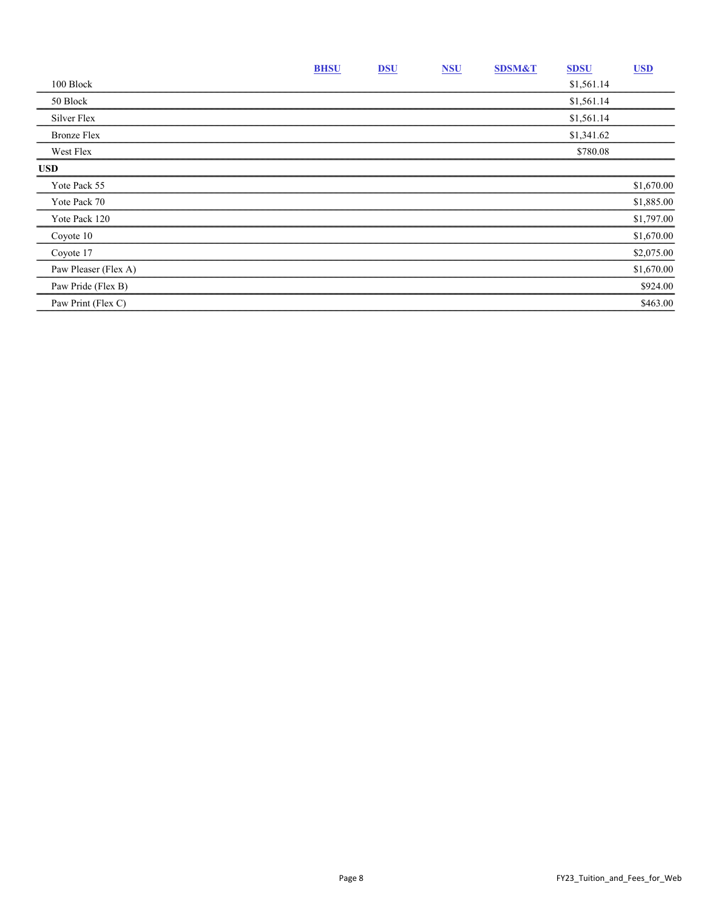| | BHSU | DSU | NSU | SDSM&T | SDSU | USD |
|---|---|---|---|---|---|---|
| 100 Block | | | | | $1,561.14 | |
| 50 Block | | | | | $1,561.14 | |
| Silver Flex | | | | | $1,561.14 | |
| Bronze Flex | | | | | $1,341.62 | |
| West Flex | | | | | $780.08 | |
| **USD** | | | | | | |
| Yote Pack 55 | | | | | | $1,670.00 |
| Yote Pack 70 | | | | | | $1,885.00 |
| Yote Pack 120 | | | | | | $1,797.00 |
| Coyote 10 | | | | | | $1,670.00 |
| Coyote 17 | | | | | | $2,075.00 |
| Paw Pleaser (Flex A) | | | | | | $1,670.00 |
| Paw Pride (Flex B) | | | | | | $924.00 |
| Paw Print (Flex C) | | | | | | $463.00 |